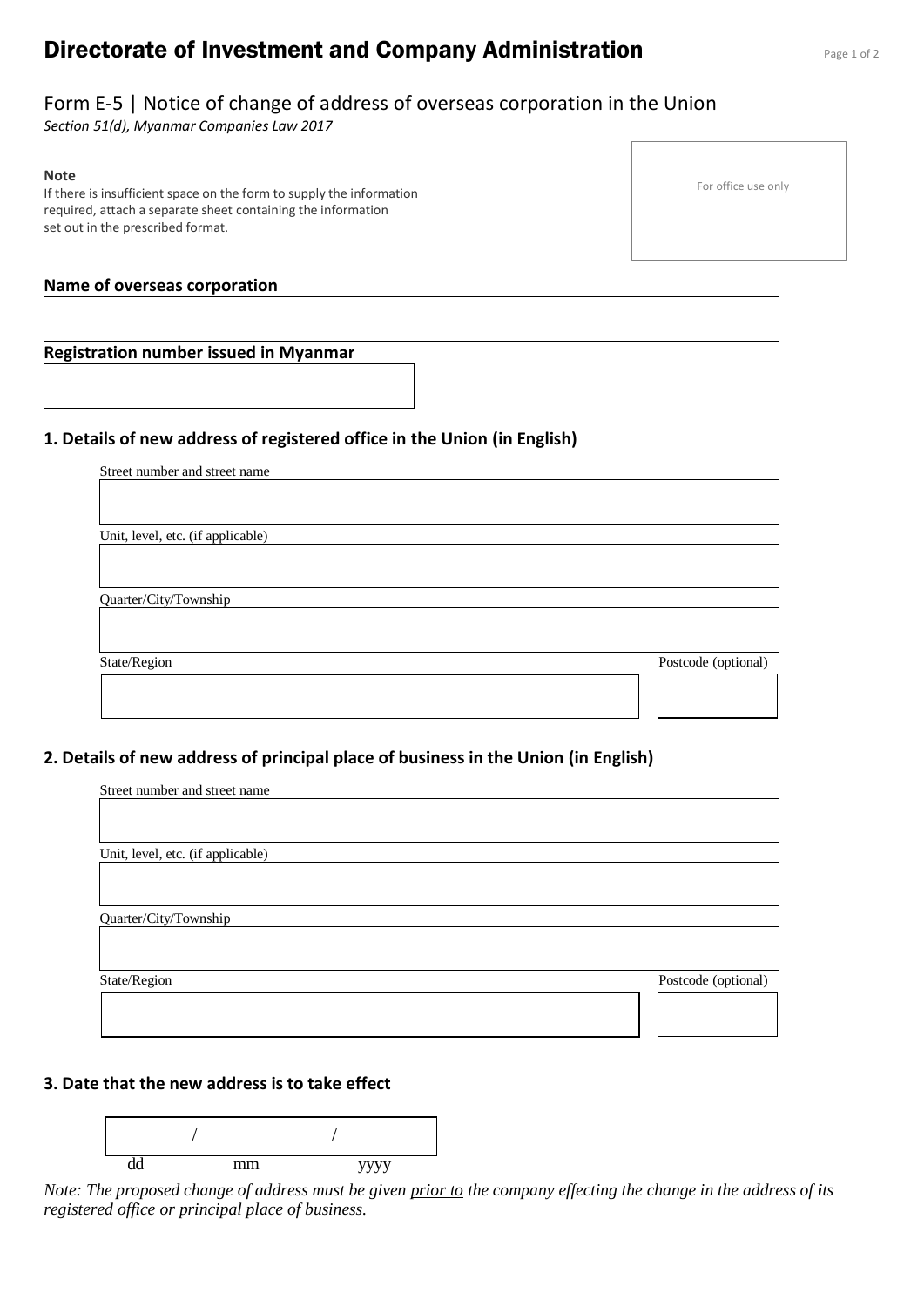# Directorate of Investment and Company Administration

## Form E-5 | Notice of change of address of overseas corporation in the Union

*Section 51(d), Myanmar Companies Law 2017*

**Note**
If there is insufficient space on the form to supply the information required, attach a separate sheet containing the information set out in the prescribed format.

For office use only

**Name of overseas corporation**

**Registration number issued in Myanmar**

### 1. Details of new address of registered office in the Union (in English)

Street number and street name

Unit, level, etc. (if applicable)

Quarter/City/Township

State/Region

Postcode (optional)

### 2. Details of new address of principal place of business in the Union (in English)

Street number and street name

Unit, level, etc. (if applicable)

Quarter/City/Township

State/Region

Postcode (optional)

### 3. Date that the new address is to take effect

/ /

dd mm yyyy

*Note: The proposed change of address must be given prior to the company effecting the change in the address of its registered office or principal place of business.*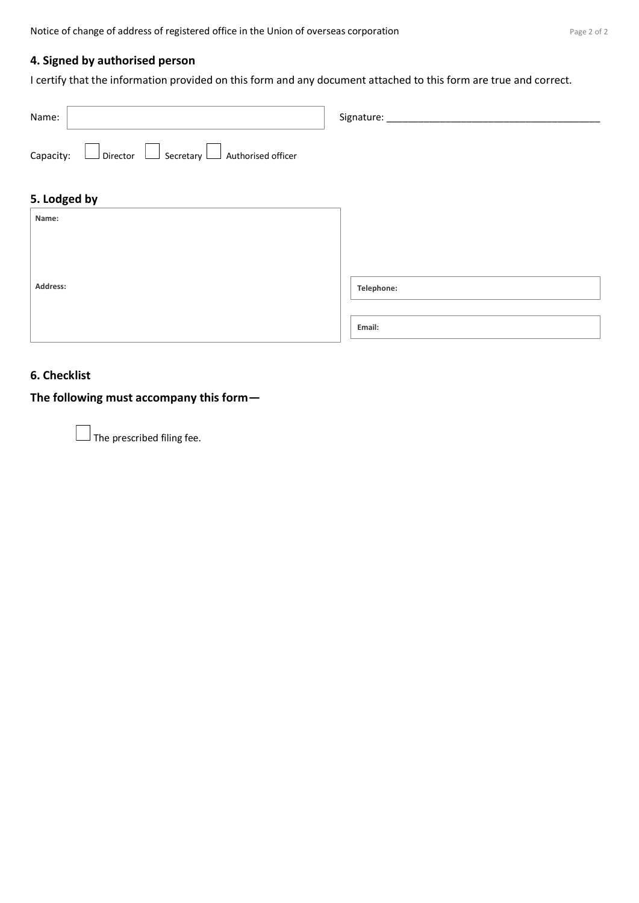## 4. Signed by authorised person

I certify that the information provided on this form and any document attached to this form are true and correct.

Name: ______________________ Signature: ______________________________________

Capacity: ☐ Director ☐ Secretary ☐ Authorised officer

## 5. Lodged by

**Name:**

**Address:**

**Telephone:**

**Email:**

## 6. Checklist

### The following must accompany this form—

☐ The prescribed filing fee.